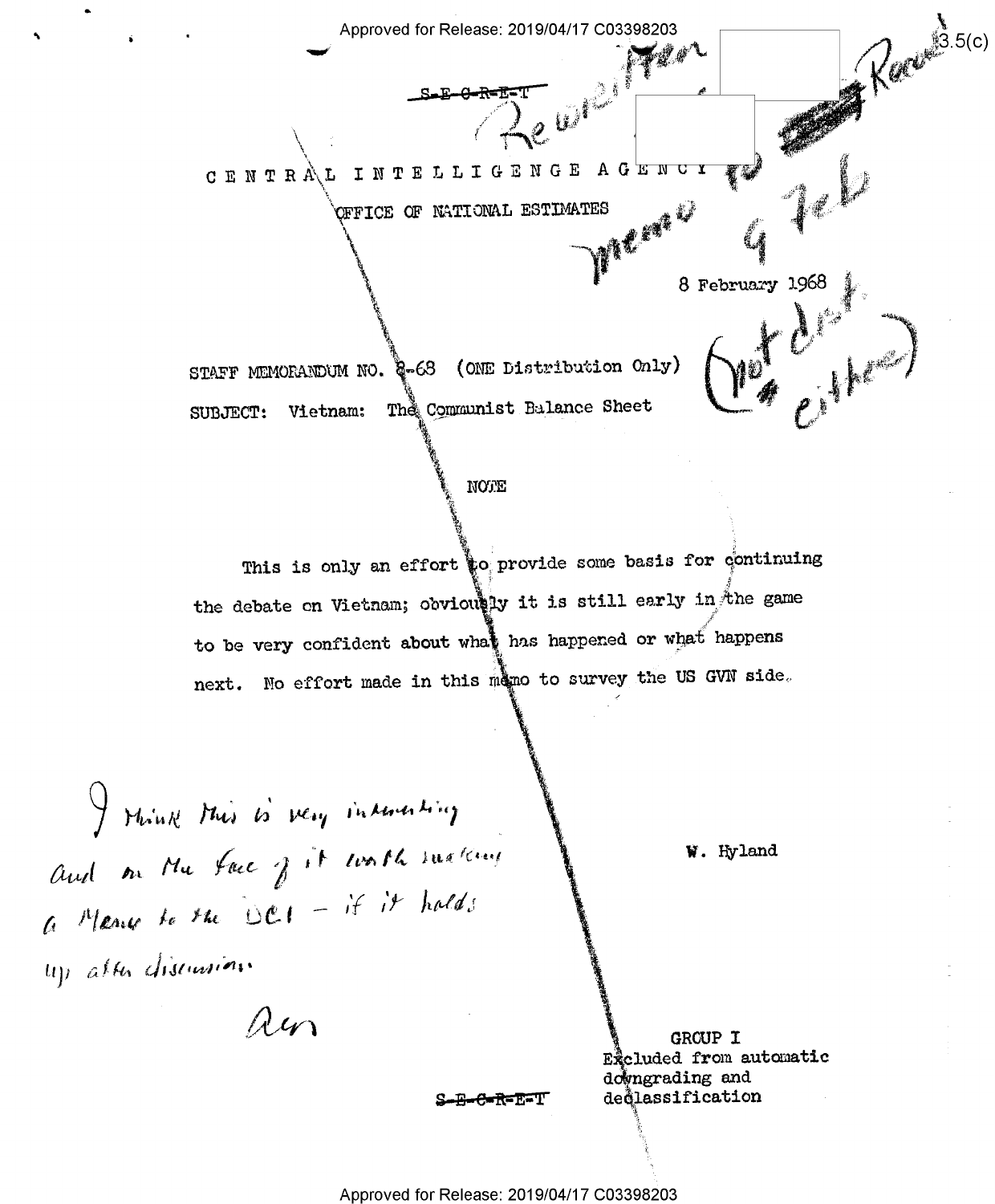S-E-C-R-E-T

Rewritten memo to Read 9 Feb

CENTRAL INTELLIGENCE AGENCY

OFFICE OF NATIONAL ESTIMATES

8 February 1968

(not dist. either)

STAFF MEMORANDUM NO. 8-68 (ONE Distribution Only)

SUBJECT: Vietnam: The Communist Balance Sheet

NOTE

This is only an effort to provide some basis for continuing the debate on Vietnam; obviously it is still early in the game to be very confident about what has happened or what happens next. No effort made in this memo to survey the US GVN side.

I think this is very interesting and on the face of it worth making a Memo to the DCI – if it holds up after discussion

A.E.S.

W. Hyland

GROUP I
Excluded from automatic downgrading and declassification

S-E-C-R-E-T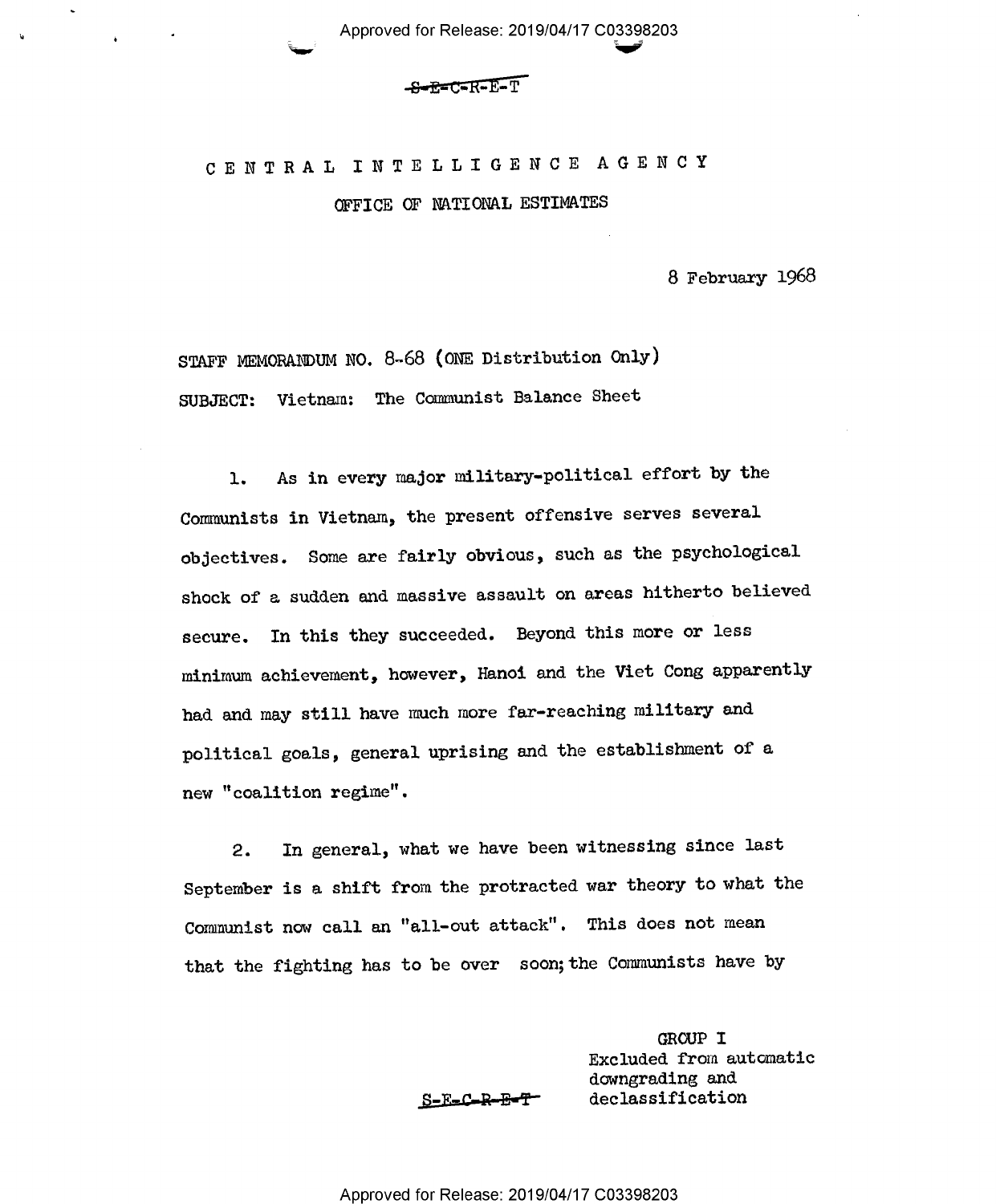S-E-C-R-E-T

CENTRAL INTELLIGENCE AGENCY

OFFICE OF NATIONAL ESTIMATES

8 February 1968

STAFF MEMORANDUM NO. 8-68 (ONE Distribution Only)

SUBJECT: Vietnam: The Communist Balance Sheet

1. As in every major military-political effort by the Communists in Vietnam, the present offensive serves several objectives. Some are fairly obvious, such as the psychological shock of a sudden and massive assault on areas hitherto believed secure. In this they succeeded. Beyond this more or less minimum achievement, however, Hanoi and the Viet Cong apparently had and may still have much more far-reaching military and political goals, general uprising and the establishment of a new "coalition regime".

2. In general, what we have been witnessing since last September is a shift from the protracted war theory to what the Communist now call an "all-out attack". This does not mean that the fighting has to be over soon; the Communists have by

GROUP I
Excluded from automatic downgrading and declassification

S-E-C-R-E-T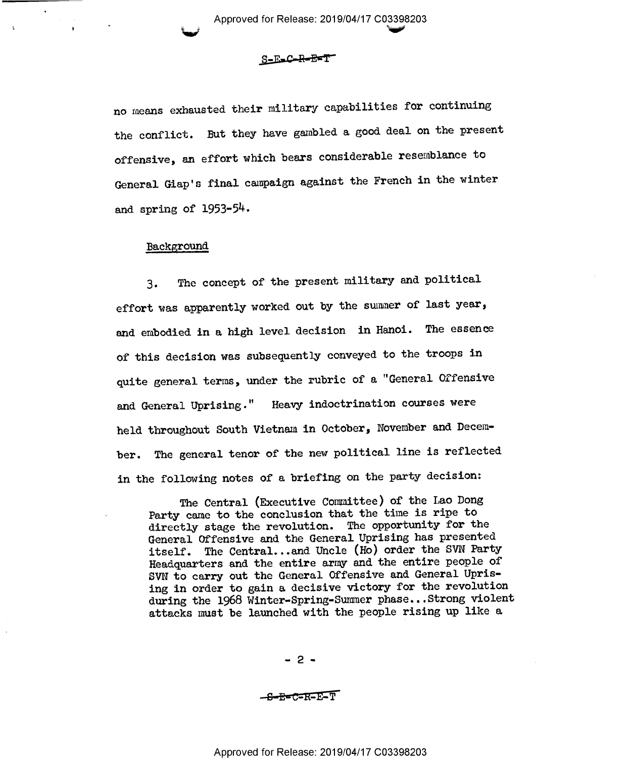no means exhausted their military capabilities for continuing the conflict. But they have gambled a good deal on the present offensive, an effort which bears considerable resemblance to General Giap's final campaign against the French in the winter and spring of 1953-54.

## Background

3. The concept of the present military and political effort was apparently worked out by the summer of last year, and embodied in a high level decision in Hanoi. The essence of this decision was subsequently conveyed to the troops in quite general terms, under the rubric of a "General Offensive and General Uprising." Heavy indoctrination courses were held throughout South Vietnam in October, November and December. The general tenor of the new political line is reflected in the following notes of a briefing on the party decision:

> The Central (Executive Committee) of the Lao Dong Party came to the conclusion that the time is ripe to directly stage the revolution. The opportunity for the General Offensive and the General Uprising has presented itself. The Central...and Uncle (Ho) order the SVN Party Headquarters and the entire army and the entire people of SVN to carry out the General Offensive and General Uprising in order to gain a decisive victory for the revolution during the 1968 Winter-Spring-Summer phase...Strong violent attacks must be launched with the people rising up like a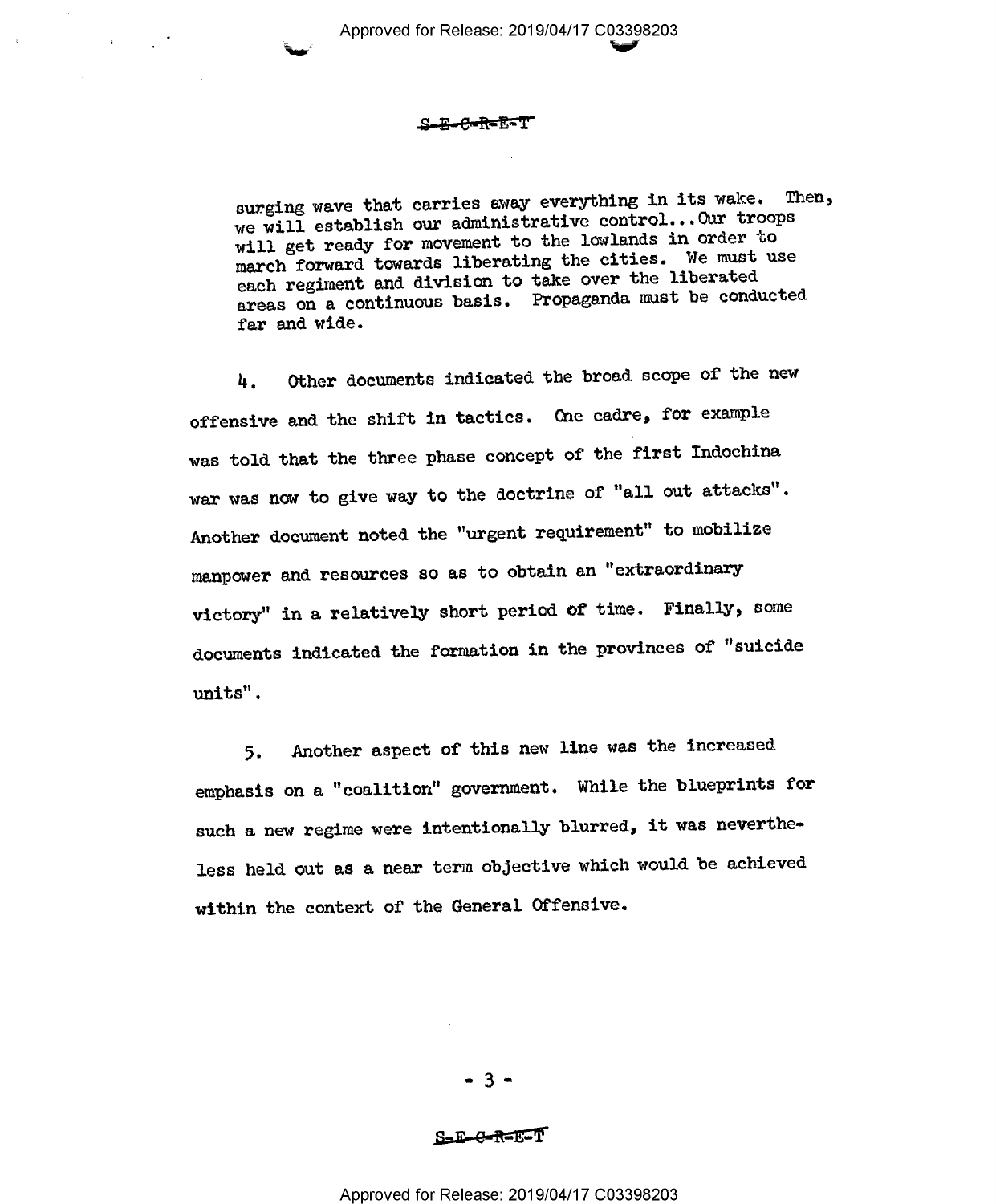S-E-C-R-E-T

> surging wave that carries away everything in its wake. Then, we will establish our administrative control...Our troops will get ready for movement to the lowlands in order to march forward towards liberating the cities. We must use each regiment and division to take over the liberated areas on a continuous basis. Propaganda must be conducted far and wide.

4. Other documents indicated the broad scope of the new offensive and the shift in tactics. One cadre, for example was told that the three phase concept of the first Indochina war was now to give way to the doctrine of "all out attacks". Another document noted the "urgent requirement" to mobilize manpower and resources so as to obtain an "extraordinary victory" in a relatively short period of time. Finally, some documents indicated the formation in the provinces of "suicide units".

5. Another aspect of this new line was the increased emphasis on a "coalition" government. While the blueprints for such a new regime were intentionally blurred, it was nevertheless held out as a near term objective which would be achieved within the context of the General Offensive.

S-E-C-R-E-T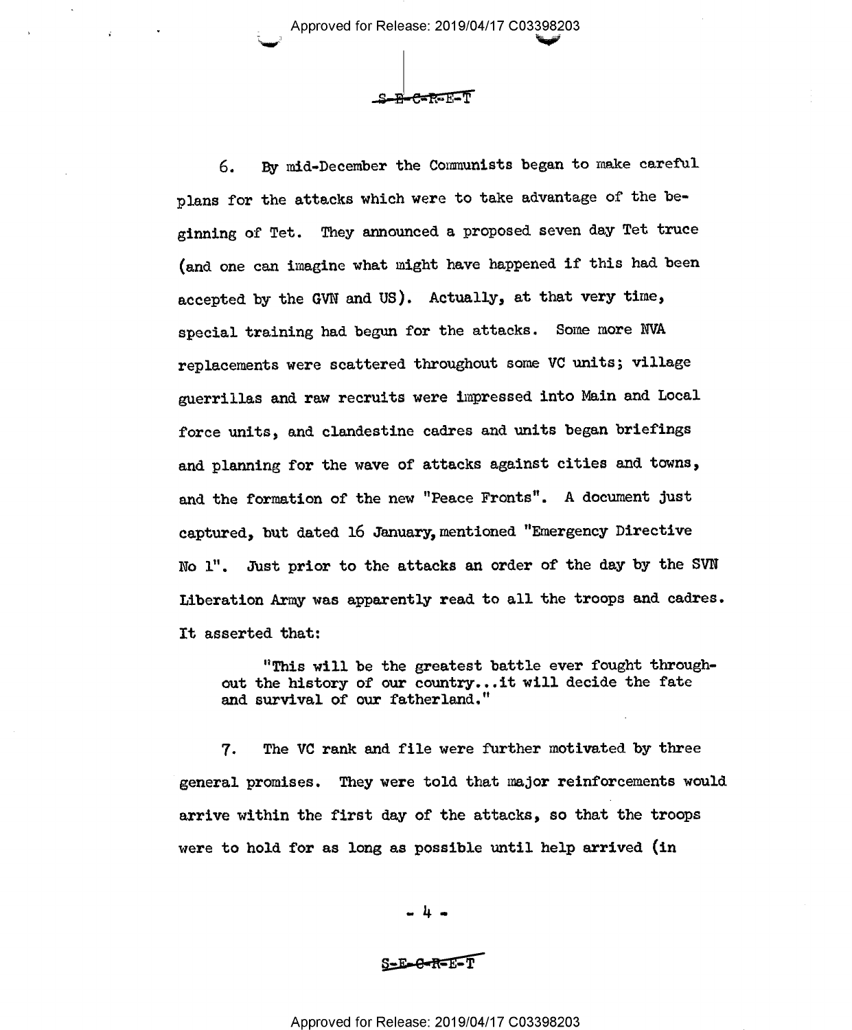6. By mid-December the Communists began to make careful plans for the attacks which were to take advantage of the beginning of Tet. They announced a proposed seven day Tet truce (and one can imagine what might have happened if this had been accepted by the GVN and US). Actually, at that very time, special training had begun for the attacks. Some more NVA replacements were scattered throughout some VC units; village guerrillas and raw recruits were impressed into Main and Local force units, and clandestine cadres and units began briefings and planning for the wave of attacks against cities and towns, and the formation of the new "Peace Fronts". A document just captured, but dated 16 January, mentioned "Emergency Directive No 1". Just prior to the attacks an order of the day by the SVN Liberation Army was apparently read to all the troops and cadres. It asserted that:

> "This will be the greatest battle ever fought throughout the history of our country...it will decide the fate and survival of our fatherland."

7. The VC rank and file were further motivated by three general promises. They were told that major reinforcements would arrive within the first day of the attacks, so that the troops were to hold for as long as possible until help arrived (in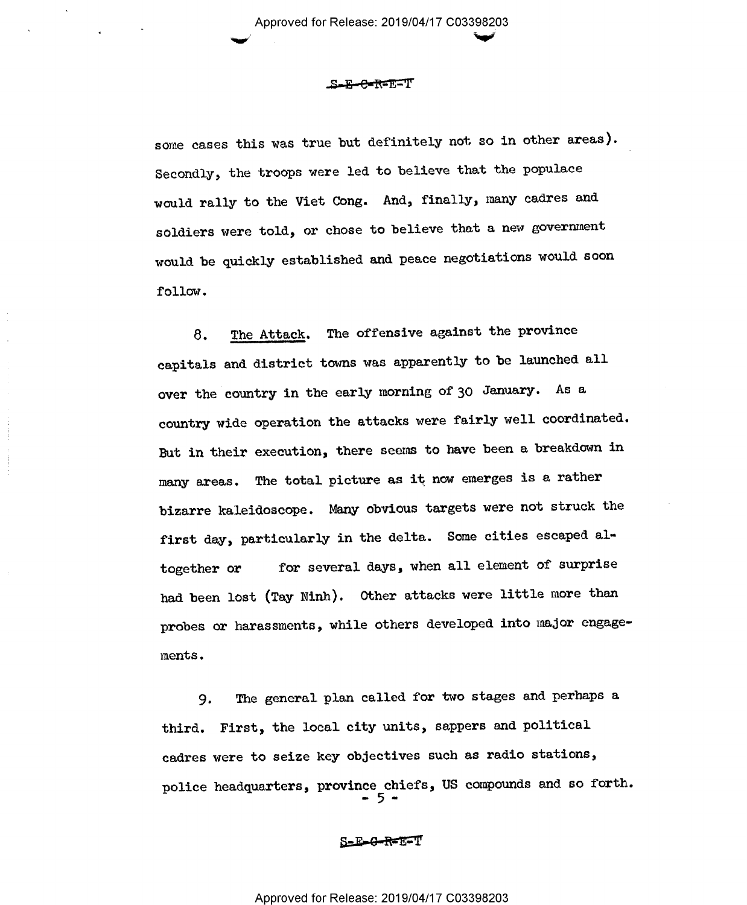some cases this was true but definitely not so in other areas). Secondly, the troops were led to believe that the populace would rally to the Viet Cong. And, finally, many cadres and soldiers were told, or chose to believe that a new government would be quickly established and peace negotiations would soon follow.

8. The Attack. The offensive against the province capitals and district towns was apparently to be launched all over the country in the early morning of 30 January. As a country wide operation the attacks were fairly well coordinated. But in their execution, there seems to have been a breakdown in many areas. The total picture as it now emerges is a rather bizarre kaleidoscope. Many obvious targets were not struck the first day, particularly in the delta. Some cities escaped altogether or for several days, when all element of surprise had been lost (Tay Ninh). Other attacks were little more than probes or harassments, while others developed into major engagements.

9. The general plan called for two stages and perhaps a third. First, the local city units, sappers and political cadres were to seize key objectives such as radio stations, police headquarters, province chiefs, US compounds and so forth.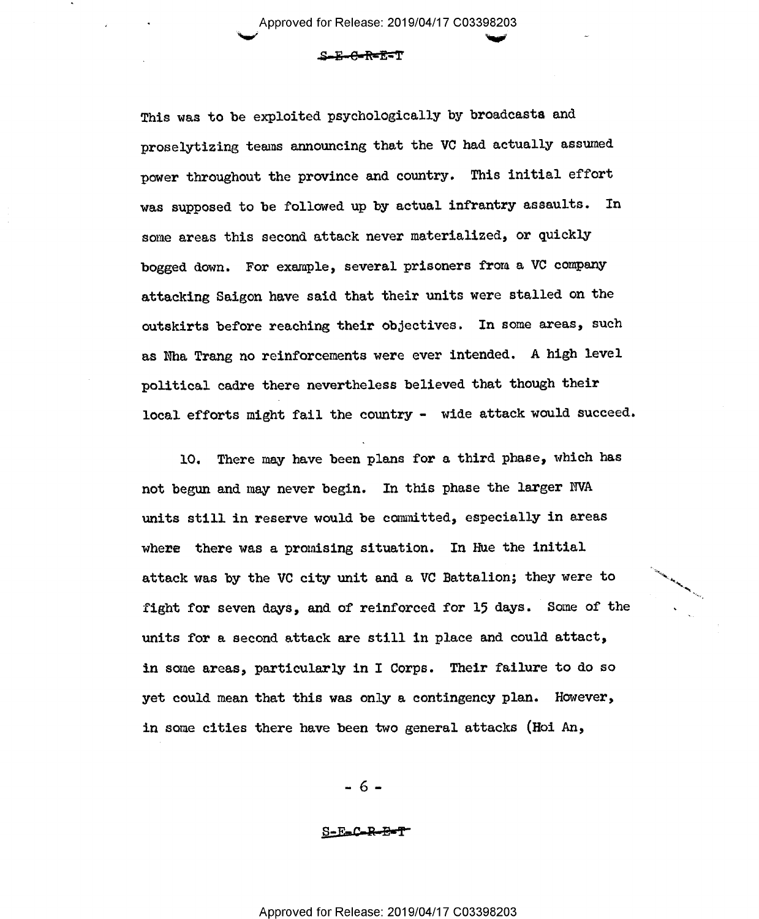This was to be exploited psychologically by broadcasts and proselytizing teams announcing that the VC had actually assumed power throughout the province and country. This initial effort was supposed to be followed up by actual infrantry assaults. In some areas this second attack never materialized, or quickly bogged down. For example, several prisoners from a VC company attacking Saigon have said that their units were stalled on the outskirts before reaching their objectives. In some areas, such as Nha Trang no reinforcements were ever intended. A high level political cadre there nevertheless believed that though their local efforts might fail the country - wide attack would succeed.

10. There may have been plans for a third phase, which has not begun and may never begin. In this phase the larger NVA units still in reserve would be committed, especially in areas where there was a promising situation. In Hue the initial attack was by the VC city unit and a VC Battalion; they were to fight for seven days, and of reinforced for 15 days. Some of the units for a second attack are still in place and could attact, in some areas, particularly in I Corps. Their failure to do so yet could mean that this was only a contingency plan. However, in some cities there have been two general attacks (Hoi An,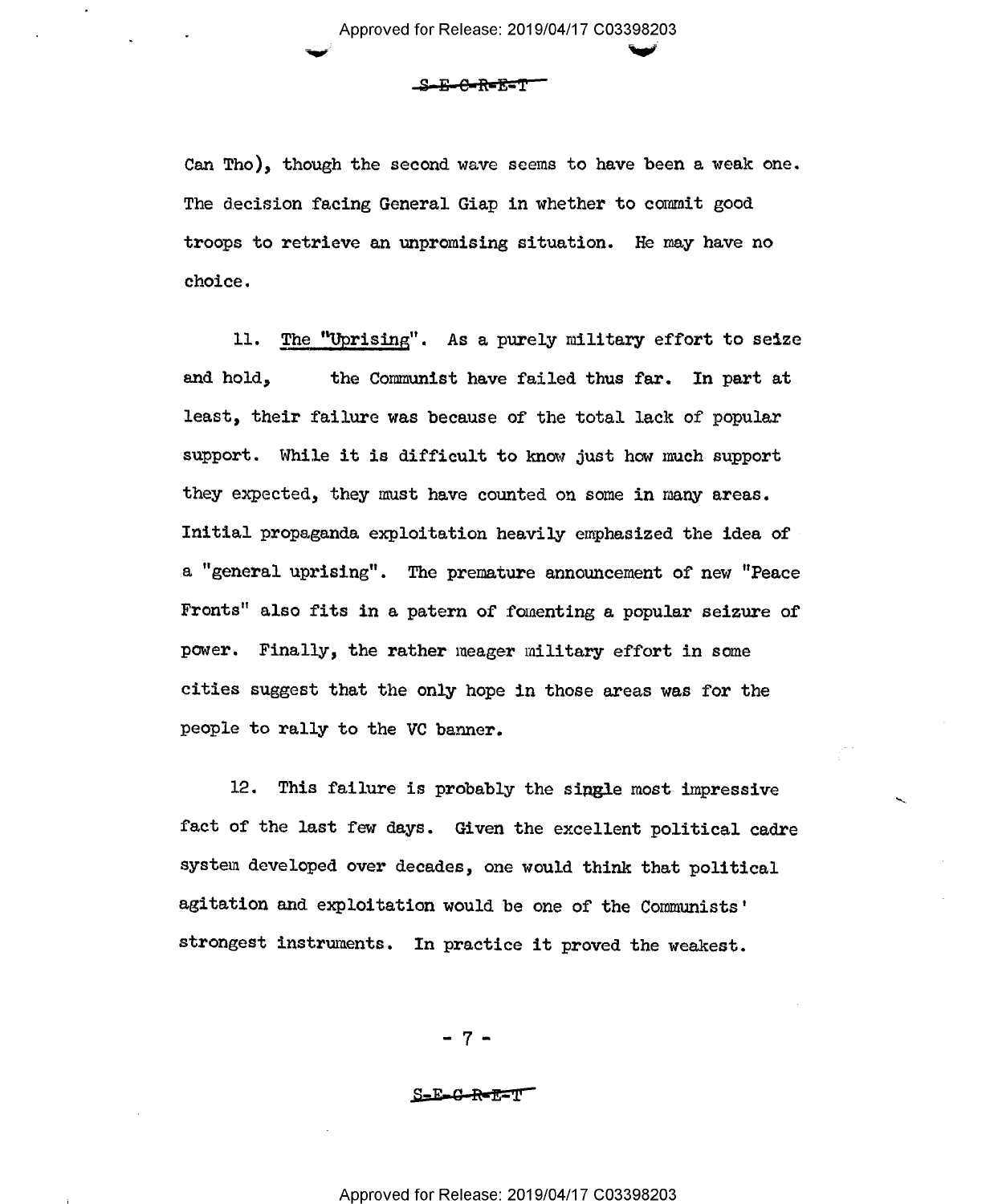Can Tho), though the second wave seems to have been a weak one. The decision facing General Giap in whether to commit good troops to retrieve an unpromising situation. He may have no choice.

11. <u>The "Uprising"</u>. As a purely military effort to seize and hold, the Communist have failed thus far. In part at least, their failure was because of the total lack of popular support. While it is difficult to know just how much support they expected, they must have counted on some in many areas. Initial propaganda exploitation heavily emphasized the idea of a "general uprising". The premature announcement of new "Peace Fronts" also fits in a patern of fomenting a popular seizure of power. Finally, the rather meager military effort in some cities suggest that the only hope in those areas was for the people to rally to the VC banner.

12. This failure is probably the single most impressive fact of the last few days. Given the excellent political cadre system developed over decades, one would think that political agitation and exploitation would be one of the Communists' strongest instruments. In practice it proved the weakest.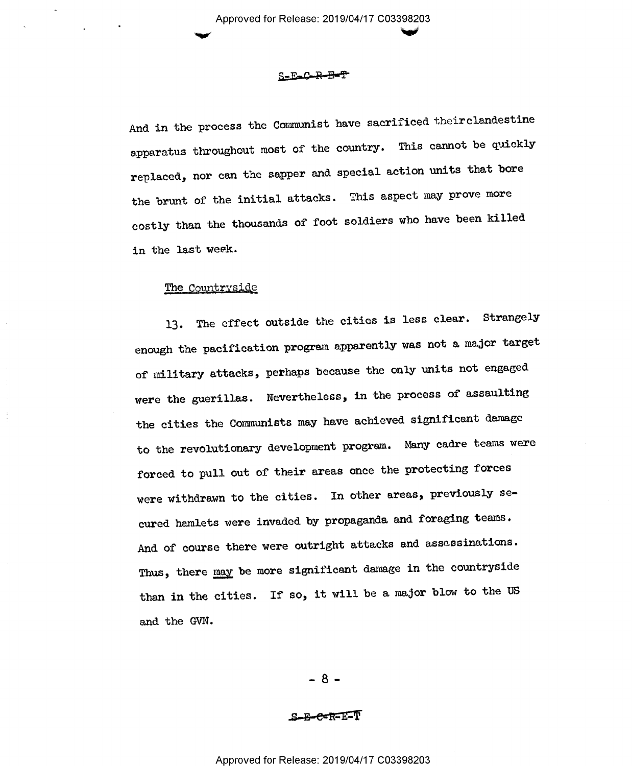S-E-C-R-E-T

And in the process the Communist have sacrificed theirclandestine apparatus throughout most of the country. This cannot be quickly replaced, nor can the sapper and special action units that bore the brunt of the initial attacks. This aspect may prove more costly than the thousands of foot soldiers who have been killed in the last week.

<u>The Countryside</u>

13. The effect outside the cities is less clear. Strangely enough the pacification program apparently was not a major target of military attacks, perhaps because the only units not engaged were the guerillas. Nevertheless, in the process of assaulting the cities the Communists may have achieved significant damage to the revolutionary development program. Many cadre teams were forced to pull out of their areas once the protecting forces were withdrawn to the cities. In other areas, previously secured hamlets were invaded by propaganda and foraging teams. And of course there were outright attacks and assassinations. Thus, there <u>may</u> be more significant damage in the countryside than in the cities. If so, it will be a major blow to the US and the GVN.

S-E-C-R-E-T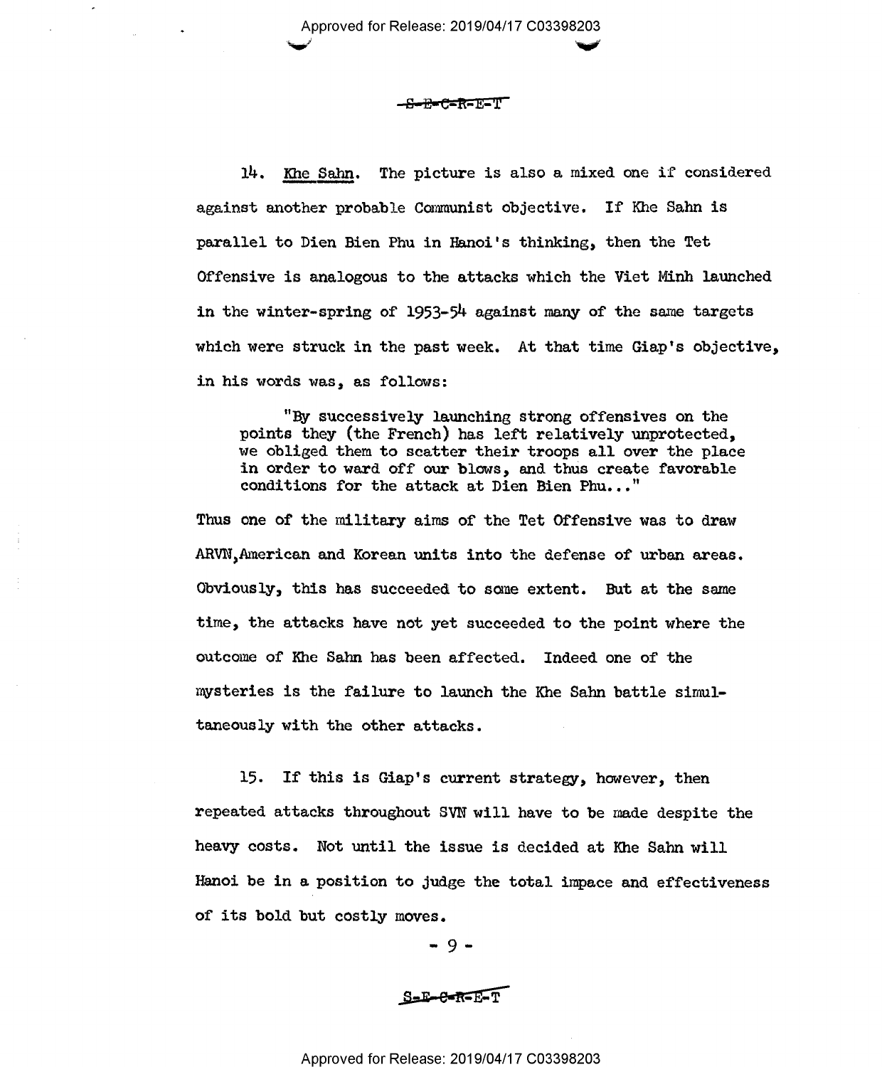S-E-C-R-E-T

14. <u>Khe Sahn</u>. The picture is also a mixed one if considered against another probable Communist objective. If Khe Sahn is parallel to Dien Bien Phu in Hanoi's thinking, then the Tet Offensive is analogous to the attacks which the Viet Minh launched in the winter-spring of 1953-54 against many of the same targets which were struck in the past week. At that time Giap's objective, in his words was, as follows:

> "By successively launching strong offensives on the points they (the French) has left relatively unprotected, we obliged them to scatter their troops all over the place in order to ward off our blows, and thus create favorable conditions for the attack at Dien Bien Phu..."

Thus one of the military aims of the Tet Offensive was to draw ARVN,American and Korean units into the defense of urban areas. Obviously, this has succeeded to some extent. But at the same time, the attacks have not yet succeeded to the point where the outcome of Khe Sahn has been affected. Indeed one of the mysteries is the failure to launch the Khe Sahn battle simultaneously with the other attacks.

15. If this is Giap's current strategy, however, then repeated attacks throughout SVN will have to be made despite the heavy costs. Not until the issue is decided at Khe Sahn will Hanoi be in a position to judge the total impace and effectiveness of its bold but costly moves.

S-E-C-R-E-T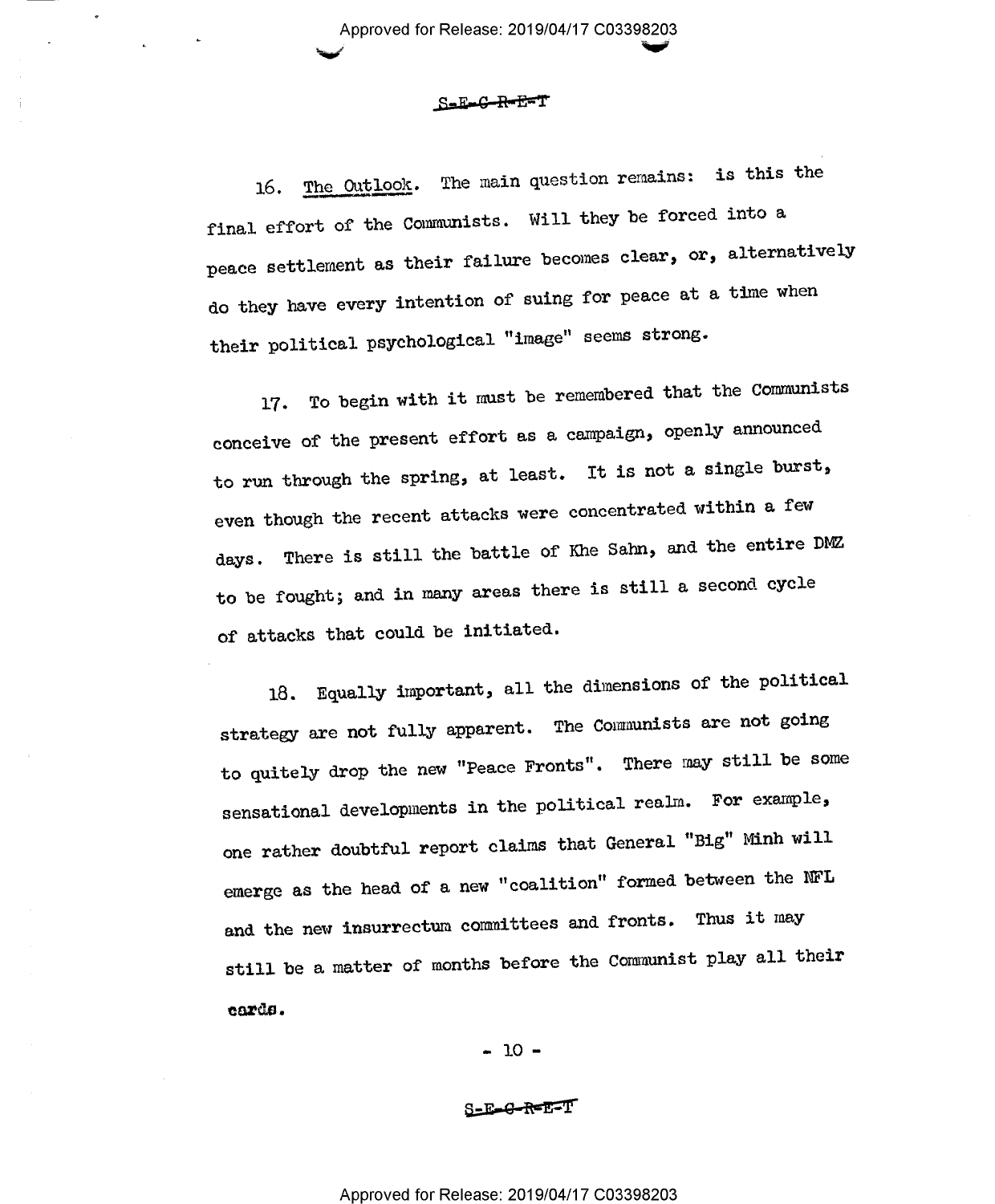16. <u>The Outlook</u>. The main question remains: is this the final effort of the Communists. Will they be forced into a peace settlement as their failure becomes clear, or, alternatively do they have every intention of suing for peace at a time when their political psychological "image" seems strong.

17. To begin with it must be remembered that the Communists conceive of the present effort as a campaign, openly announced to run through the spring, at least. It is not a single burst, even though the recent attacks were concentrated within a few days. There is still the battle of Khe Sahn, and the entire DMZ to be fought; and in many areas there is still a second cycle of attacks that could be initiated.

18. Equally important, all the dimensions of the political strategy are not fully apparent. The Communists are not going to quitely drop the new "Peace Fronts". There may still be some sensational developments in the political realm. For example, one rather doubtful report claims that General "Big" Minh will emerge as the head of a new "coalition" formed between the NFL and the new insurrectum committees and fronts. Thus it may still be a matter of months before the Communist play all their cards.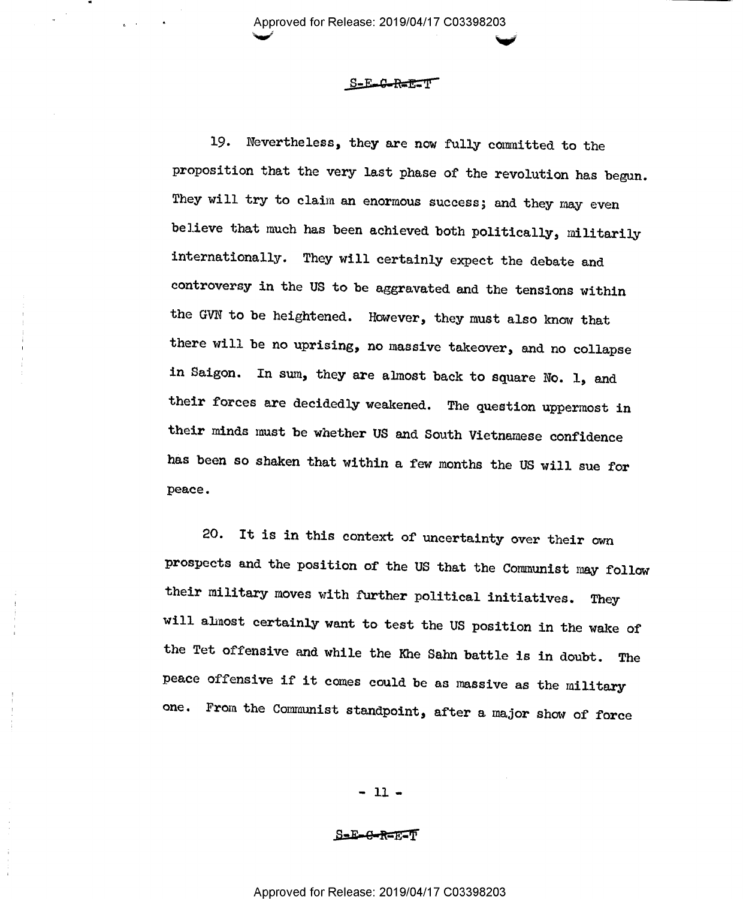19. Nevertheless, they are now fully committed to the proposition that the very last phase of the revolution has begun. They will try to claim an enormous success; and they may even believe that much has been achieved both politically, militarily internationally. They will certainly expect the debate and controversy in the US to be aggravated and the tensions within the GVN to be heightened. However, they must also know that there will be no uprising, no massive takeover, and no collapse in Saigon. In sum, they are almost back to square No. 1, and their forces are decidedly weakened. The question uppermost in their minds must be whether US and South Vietnamese confidence has been so shaken that within a few months the US will sue for peace.

20. It is in this context of uncertainty over their own prospects and the position of the US that the Communist may follow their military moves with further political initiatives. They will almost certainly want to test the US position in the wake of the Tet offensive and while the Khe Sahn battle is in doubt. The peace offensive if it comes could be as massive as the military one. From the Communist standpoint, after a major show of force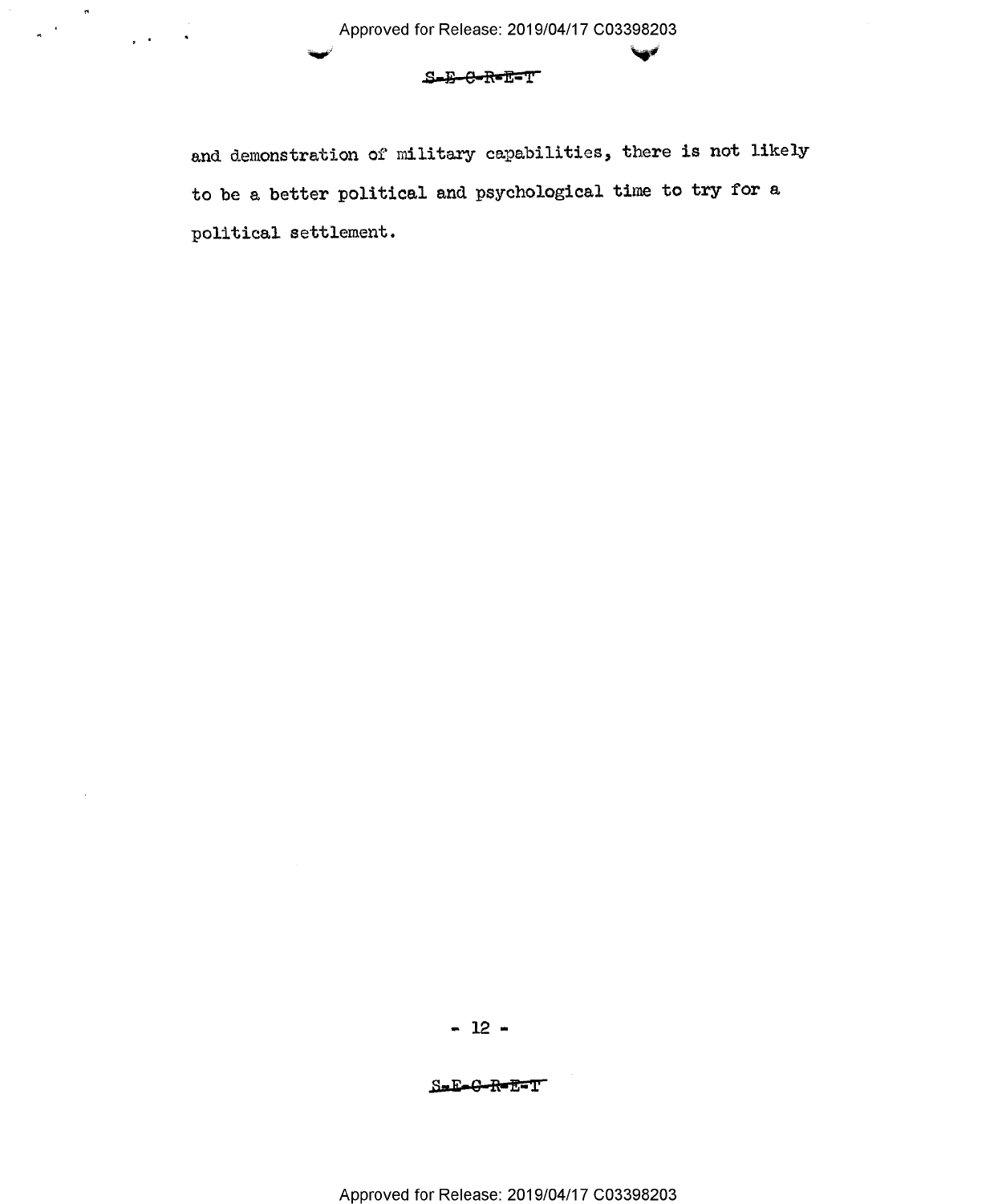and demonstration of military capabilities, there is not likely to be a better political and psychological time to try for a political settlement.